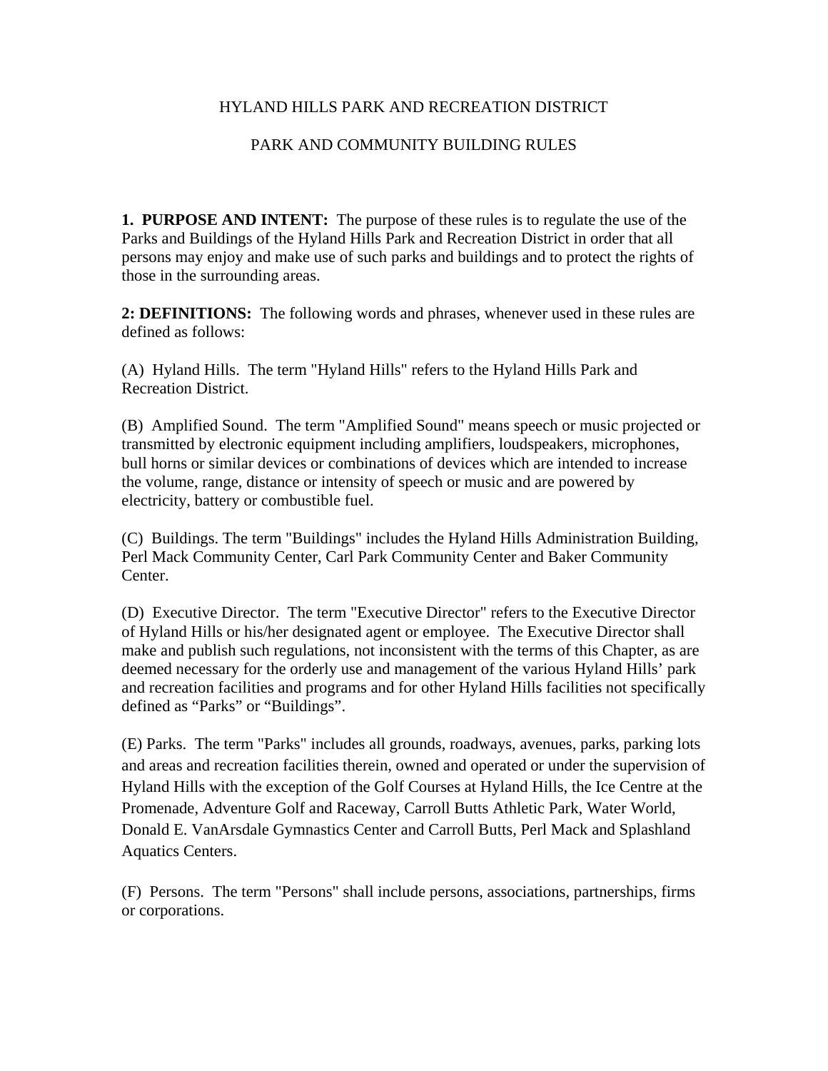# HYLAND HILLS PARK AND RECREATION DISTRICT

## PARK AND COMMUNITY BUILDING RULES

**1. PURPOSE AND INTENT:** The purpose of these rules is to regulate the use of the Parks and Buildings of the Hyland Hills Park and Recreation District in order that all persons may enjoy and make use of such parks and buildings and to protect the rights of those in the surrounding areas.

**2: DEFINITIONS:** The following words and phrases, whenever used in these rules are defined as follows:

(A) Hyland Hills. The term "Hyland Hills" refers to the Hyland Hills Park and Recreation District.

(B) Amplified Sound. The term "Amplified Sound" means speech or music projected or transmitted by electronic equipment including amplifiers, loudspeakers, microphones, bull horns or similar devices or combinations of devices which are intended to increase the volume, range, distance or intensity of speech or music and are powered by electricity, battery or combustible fuel.

(C) Buildings. The term "Buildings" includes the Hyland Hills Administration Building, Perl Mack Community Center, Carl Park Community Center and Baker Community Center.

(D) Executive Director. The term "Executive Director" refers to the Executive Director of Hyland Hills or his/her designated agent or employee. The Executive Director shall make and publish such regulations, not inconsistent with the terms of this Chapter, as are deemed necessary for the orderly use and management of the various Hyland Hills' park and recreation facilities and programs and for other Hyland Hills facilities not specifically defined as "Parks" or "Buildings".

(E) Parks. The term "Parks" includes all grounds, roadways, avenues, parks, parking lots and areas and recreation facilities therein, owned and operated or under the supervision of Hyland Hills with the exception of the Golf Courses at Hyland Hills, the Ice Centre at the Promenade, Adventure Golf and Raceway, Carroll Butts Athletic Park, Water World, Donald E. VanArsdale Gymnastics Center and Carroll Butts, Perl Mack and Splashland Aquatics Centers.

(F) Persons. The term "Persons" shall include persons, associations, partnerships, firms or corporations.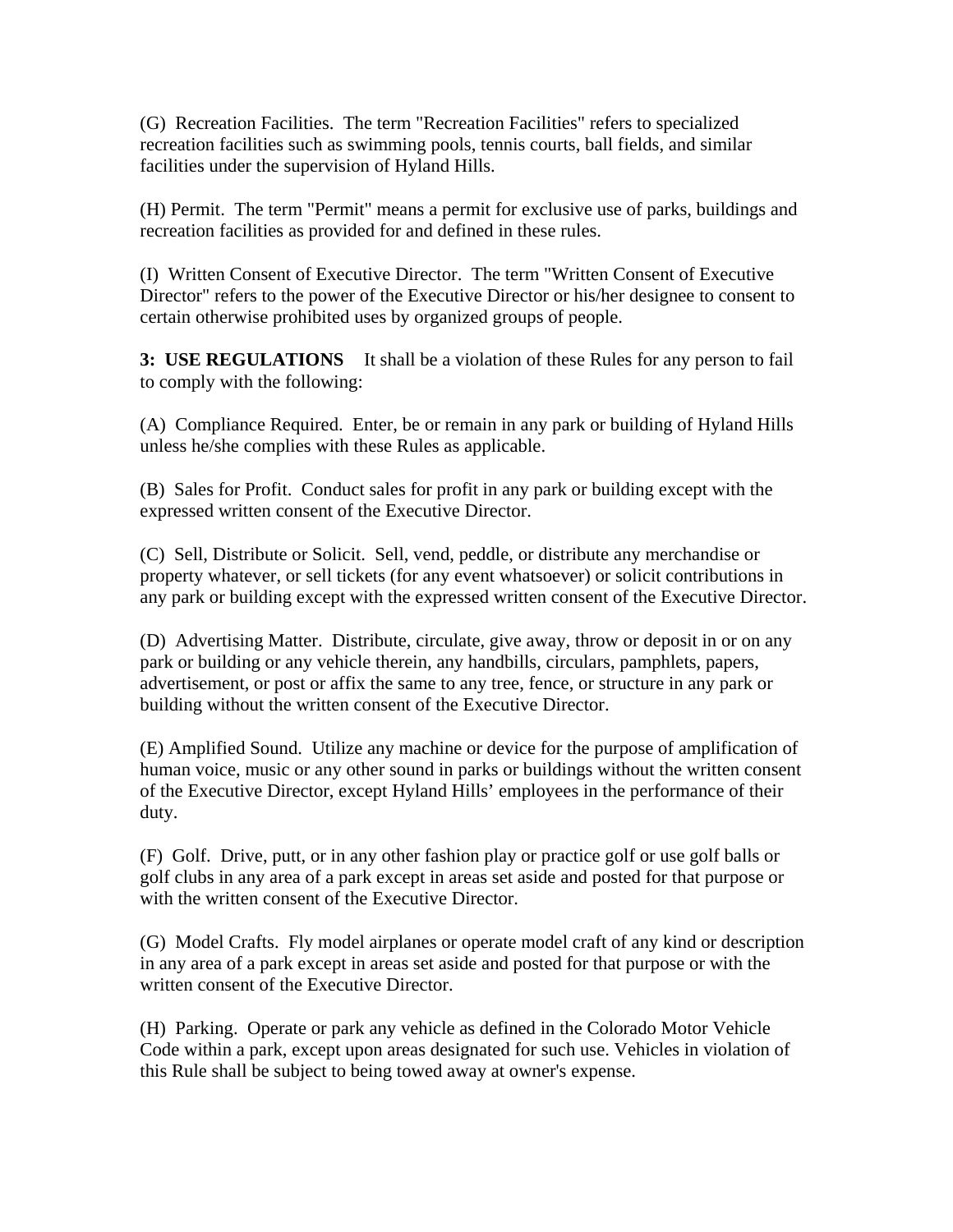(G) Recreation Facilities. The term "Recreation Facilities" refers to specialized recreation facilities such as swimming pools, tennis courts, ball fields, and similar facilities under the supervision of Hyland Hills.

(H) Permit. The term "Permit" means a permit for exclusive use of parks, buildings and recreation facilities as provided for and defined in these rules.

(I) Written Consent of Executive Director. The term "Written Consent of Executive Director" refers to the power of the Executive Director or his/her designee to consent to certain otherwise prohibited uses by organized groups of people.

**3: USE REGULATIONS** It shall be a violation of these Rules for any person to fail to comply with the following:

(A) Compliance Required. Enter, be or remain in any park or building of Hyland Hills unless he/she complies with these Rules as applicable.

(B) Sales for Profit. Conduct sales for profit in any park or building except with the expressed written consent of the Executive Director.

(C) Sell, Distribute or Solicit. Sell, vend, peddle, or distribute any merchandise or property whatever, or sell tickets (for any event whatsoever) or solicit contributions in any park or building except with the expressed written consent of the Executive Director.

(D) Advertising Matter. Distribute, circulate, give away, throw or deposit in or on any park or building or any vehicle therein, any handbills, circulars, pamphlets, papers, advertisement, or post or affix the same to any tree, fence, or structure in any park or building without the written consent of the Executive Director.

(E) Amplified Sound. Utilize any machine or device for the purpose of amplification of human voice, music or any other sound in parks or buildings without the written consent of the Executive Director, except Hyland Hills' employees in the performance of their duty.

(F) Golf. Drive, putt, or in any other fashion play or practice golf or use golf balls or golf clubs in any area of a park except in areas set aside and posted for that purpose or with the written consent of the Executive Director.

(G) Model Crafts. Fly model airplanes or operate model craft of any kind or description in any area of a park except in areas set aside and posted for that purpose or with the written consent of the Executive Director.

(H) Parking. Operate or park any vehicle as defined in the Colorado Motor Vehicle Code within a park, except upon areas designated for such use. Vehicles in violation of this Rule shall be subject to being towed away at owner's expense.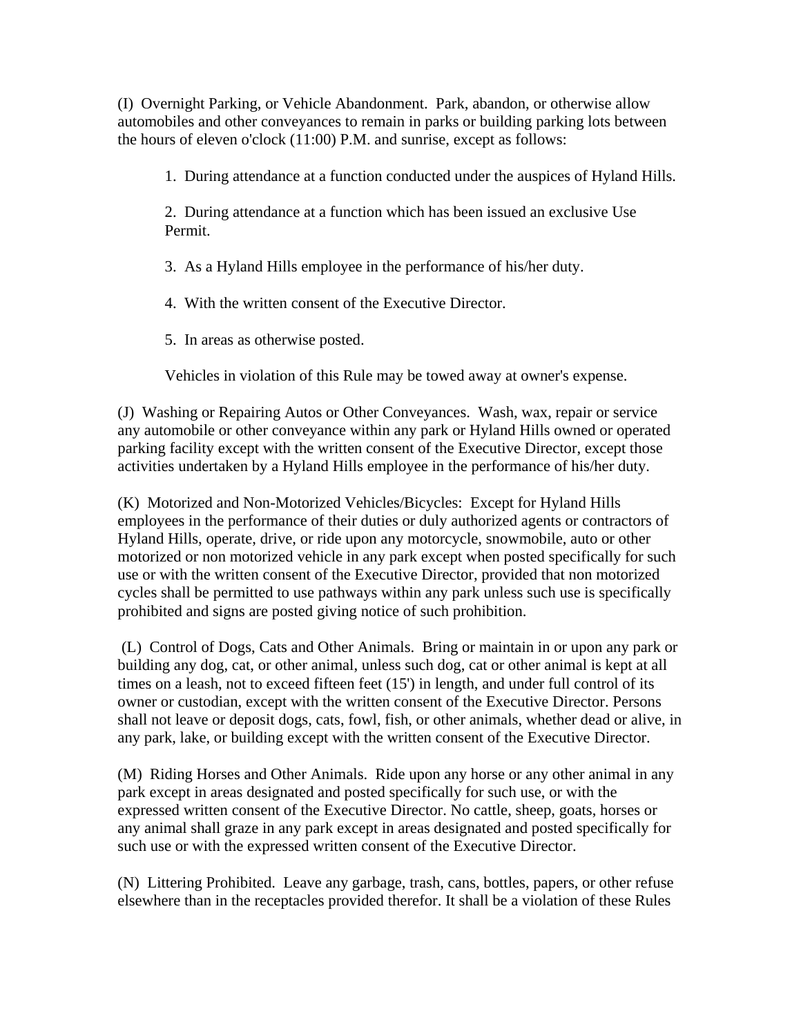(I) Overnight Parking, or Vehicle Abandonment. Park, abandon, or otherwise allow automobiles and other conveyances to remain in parks or building parking lots between the hours of eleven o'clock (11:00) P.M. and sunrise, except as follows:

1. During attendance at a function conducted under the auspices of Hyland Hills.

2. During attendance at a function which has been issued an exclusive Use Permit.

3. As a Hyland Hills employee in the performance of his/her duty.

4. With the written consent of the Executive Director.

5. In areas as otherwise posted.

Vehicles in violation of this Rule may be towed away at owner's expense.

(J) Washing or Repairing Autos or Other Conveyances. Wash, wax, repair or service any automobile or other conveyance within any park or Hyland Hills owned or operated parking facility except with the written consent of the Executive Director, except those activities undertaken by a Hyland Hills employee in the performance of his/her duty.

(K) Motorized and Non-Motorized Vehicles/Bicycles: Except for Hyland Hills employees in the performance of their duties or duly authorized agents or contractors of Hyland Hills, operate, drive, or ride upon any motorcycle, snowmobile, auto or other motorized or non motorized vehicle in any park except when posted specifically for such use or with the written consent of the Executive Director, provided that non motorized cycles shall be permitted to use pathways within any park unless such use is specifically prohibited and signs are posted giving notice of such prohibition.

(L) Control of Dogs, Cats and Other Animals. Bring or maintain in or upon any park or building any dog, cat, or other animal, unless such dog, cat or other animal is kept at all times on a leash, not to exceed fifteen feet (15') in length, and under full control of its owner or custodian, except with the written consent of the Executive Director. Persons shall not leave or deposit dogs, cats, fowl, fish, or other animals, whether dead or alive, in any park, lake, or building except with the written consent of the Executive Director.

(M) Riding Horses and Other Animals. Ride upon any horse or any other animal in any park except in areas designated and posted specifically for such use, or with the expressed written consent of the Executive Director. No cattle, sheep, goats, horses or any animal shall graze in any park except in areas designated and posted specifically for such use or with the expressed written consent of the Executive Director.

(N) Littering Prohibited. Leave any garbage, trash, cans, bottles, papers, or other refuse elsewhere than in the receptacles provided therefor. It shall be a violation of these Rules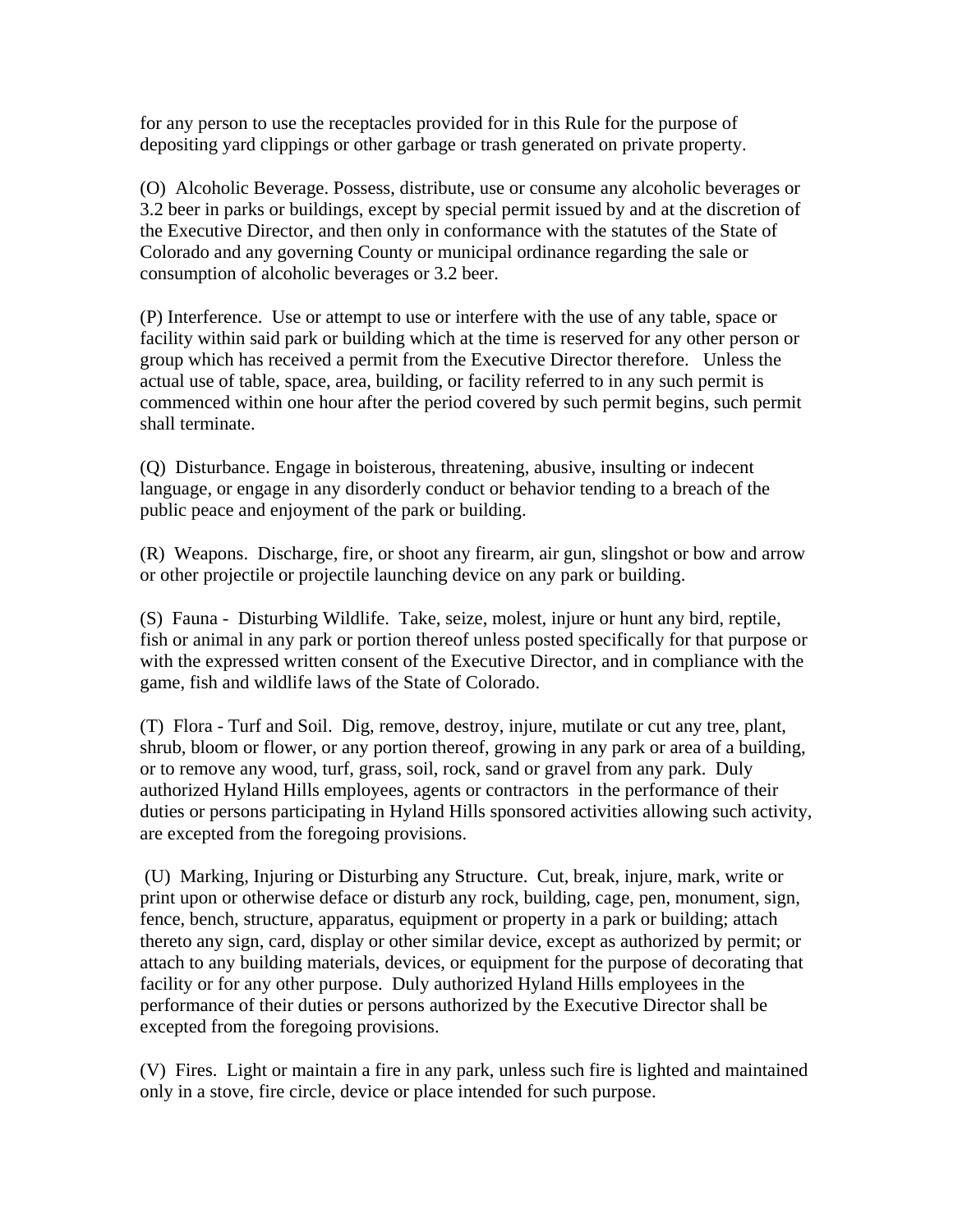for any person to use the receptacles provided for in this Rule for the purpose of depositing yard clippings or other garbage or trash generated on private property.

(O) Alcoholic Beverage. Possess, distribute, use or consume any alcoholic beverages or 3.2 beer in parks or buildings, except by special permit issued by and at the discretion of the Executive Director, and then only in conformance with the statutes of the State of Colorado and any governing County or municipal ordinance regarding the sale or consumption of alcoholic beverages or 3.2 beer.

(P) Interference. Use or attempt to use or interfere with the use of any table, space or facility within said park or building which at the time is reserved for any other person or group which has received a permit from the Executive Director therefore. Unless the actual use of table, space, area, building, or facility referred to in any such permit is commenced within one hour after the period covered by such permit begins, such permit shall terminate.

(Q) Disturbance. Engage in boisterous, threatening, abusive, insulting or indecent language, or engage in any disorderly conduct or behavior tending to a breach of the public peace and enjoyment of the park or building.

(R) Weapons. Discharge, fire, or shoot any firearm, air gun, slingshot or bow and arrow or other projectile or projectile launching device on any park or building.

(S) Fauna - Disturbing Wildlife. Take, seize, molest, injure or hunt any bird, reptile, fish or animal in any park or portion thereof unless posted specifically for that purpose or with the expressed written consent of the Executive Director, and in compliance with the game, fish and wildlife laws of the State of Colorado.

(T) Flora - Turf and Soil. Dig, remove, destroy, injure, mutilate or cut any tree, plant, shrub, bloom or flower, or any portion thereof, growing in any park or area of a building, or to remove any wood, turf, grass, soil, rock, sand or gravel from any park. Duly authorized Hyland Hills employees, agents or contractors in the performance of their duties or persons participating in Hyland Hills sponsored activities allowing such activity, are excepted from the foregoing provisions.

(U) Marking, Injuring or Disturbing any Structure. Cut, break, injure, mark, write or print upon or otherwise deface or disturb any rock, building, cage, pen, monument, sign, fence, bench, structure, apparatus, equipment or property in a park or building; attach thereto any sign, card, display or other similar device, except as authorized by permit; or attach to any building materials, devices, or equipment for the purpose of decorating that facility or for any other purpose. Duly authorized Hyland Hills employees in the performance of their duties or persons authorized by the Executive Director shall be excepted from the foregoing provisions.

(V) Fires. Light or maintain a fire in any park, unless such fire is lighted and maintained only in a stove, fire circle, device or place intended for such purpose.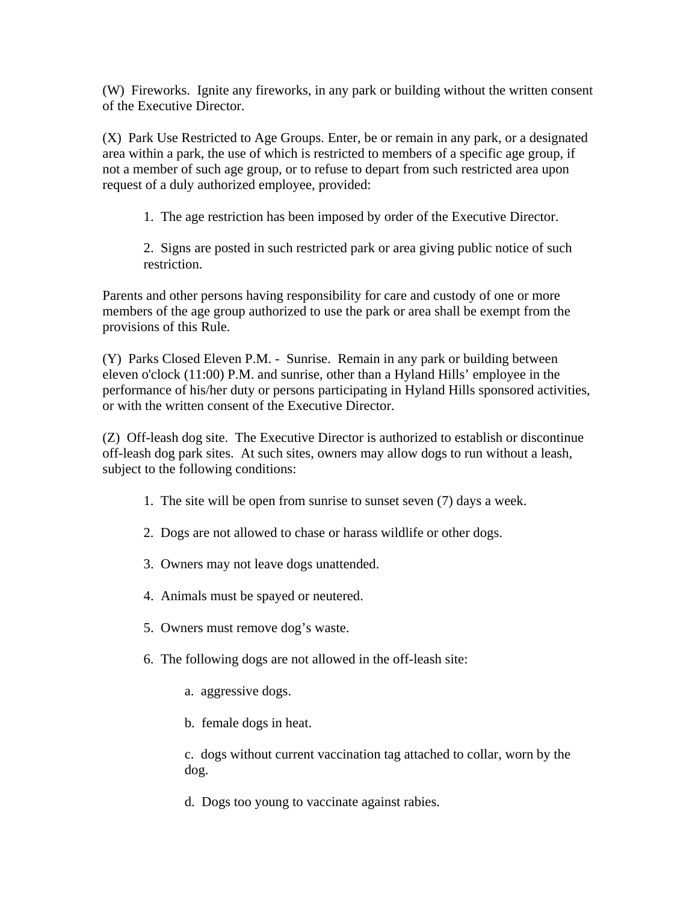(W) Fireworks. Ignite any fireworks, in any park or building without the written consent of the Executive Director.

(X) Park Use Restricted to Age Groups. Enter, be or remain in any park, or a designated area within a park, the use of which is restricted to members of a specific age group, if not a member of such age group, or to refuse to depart from such restricted area upon request of a duly authorized employee, provided:

1. The age restriction has been imposed by order of the Executive Director.

2. Signs are posted in such restricted park or area giving public notice of such restriction.

Parents and other persons having responsibility for care and custody of one or more members of the age group authorized to use the park or area shall be exempt from the provisions of this Rule.

(Y) Parks Closed Eleven P.M. - Sunrise. Remain in any park or building between eleven o'clock (11:00) P.M. and sunrise, other than a Hyland Hills' employee in the performance of his/her duty or persons participating in Hyland Hills sponsored activities, or with the written consent of the Executive Director.

(Z) Off-leash dog site. The Executive Director is authorized to establish or discontinue off-leash dog park sites. At such sites, owners may allow dogs to run without a leash, subject to the following conditions:

1. The site will be open from sunrise to sunset seven (7) days a week.

2. Dogs are not allowed to chase or harass wildlife or other dogs.

3. Owners may not leave dogs unattended.

4. Animals must be spayed or neutered.

5. Owners must remove dog's waste.

6. The following dogs are not allowed in the off-leash site:

   a. aggressive dogs.

   b. female dogs in heat.

   c. dogs without current vaccination tag attached to collar, worn by the dog.

   d. Dogs too young to vaccinate against rabies.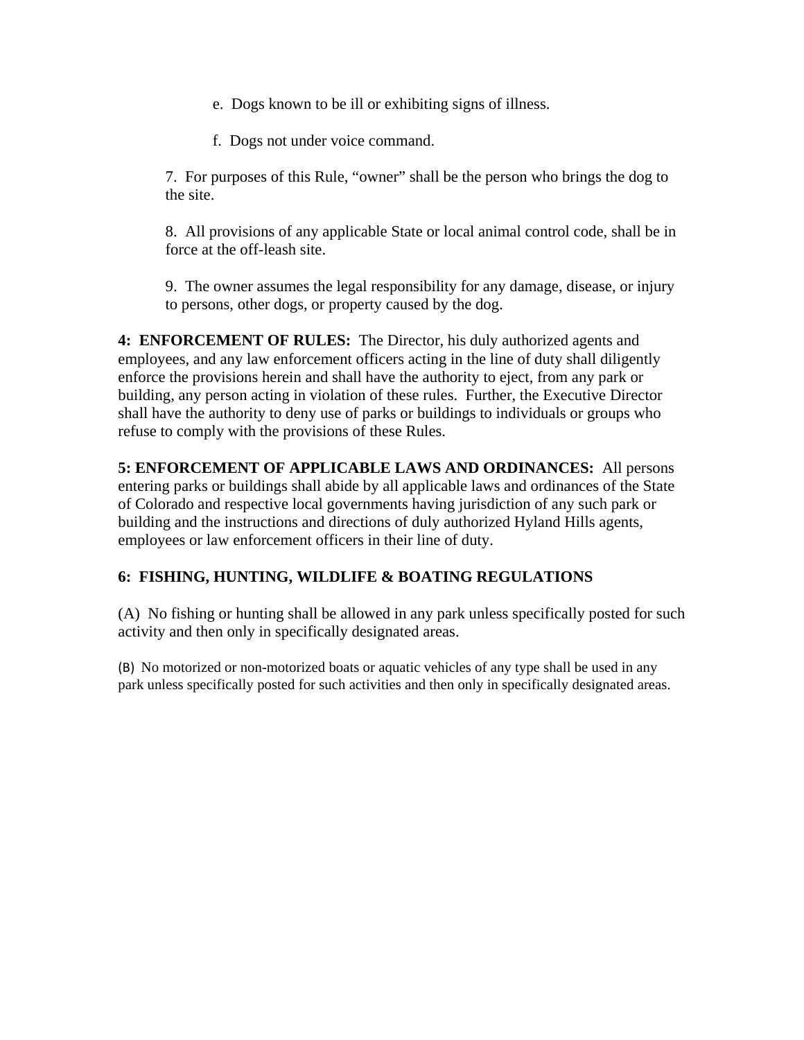e. Dogs known to be ill or exhibiting signs of illness.

f. Dogs not under voice command.

7. For purposes of this Rule, "owner" shall be the person who brings the dog to the site.

8. All provisions of any applicable State or local animal control code, shall be in force at the off-leash site.

9. The owner assumes the legal responsibility for any damage, disease, or injury to persons, other dogs, or property caused by the dog.

**4: ENFORCEMENT OF RULES:** The Director, his duly authorized agents and employees, and any law enforcement officers acting in the line of duty shall diligently enforce the provisions herein and shall have the authority to eject, from any park or building, any person acting in violation of these rules. Further, the Executive Director shall have the authority to deny use of parks or buildings to individuals or groups who refuse to comply with the provisions of these Rules.

**5: ENFORCEMENT OF APPLICABLE LAWS AND ORDINANCES:** All persons entering parks or buildings shall abide by all applicable laws and ordinances of the State of Colorado and respective local governments having jurisdiction of any such park or building and the instructions and directions of duly authorized Hyland Hills agents, employees or law enforcement officers in their line of duty.

**6: FISHING, HUNTING, WILDLIFE & BOATING REGULATIONS**

(A) No fishing or hunting shall be allowed in any park unless specifically posted for such activity and then only in specifically designated areas.

(B) No motorized or non-motorized boats or aquatic vehicles of any type shall be used in any park unless specifically posted for such activities and then only in specifically designated areas.